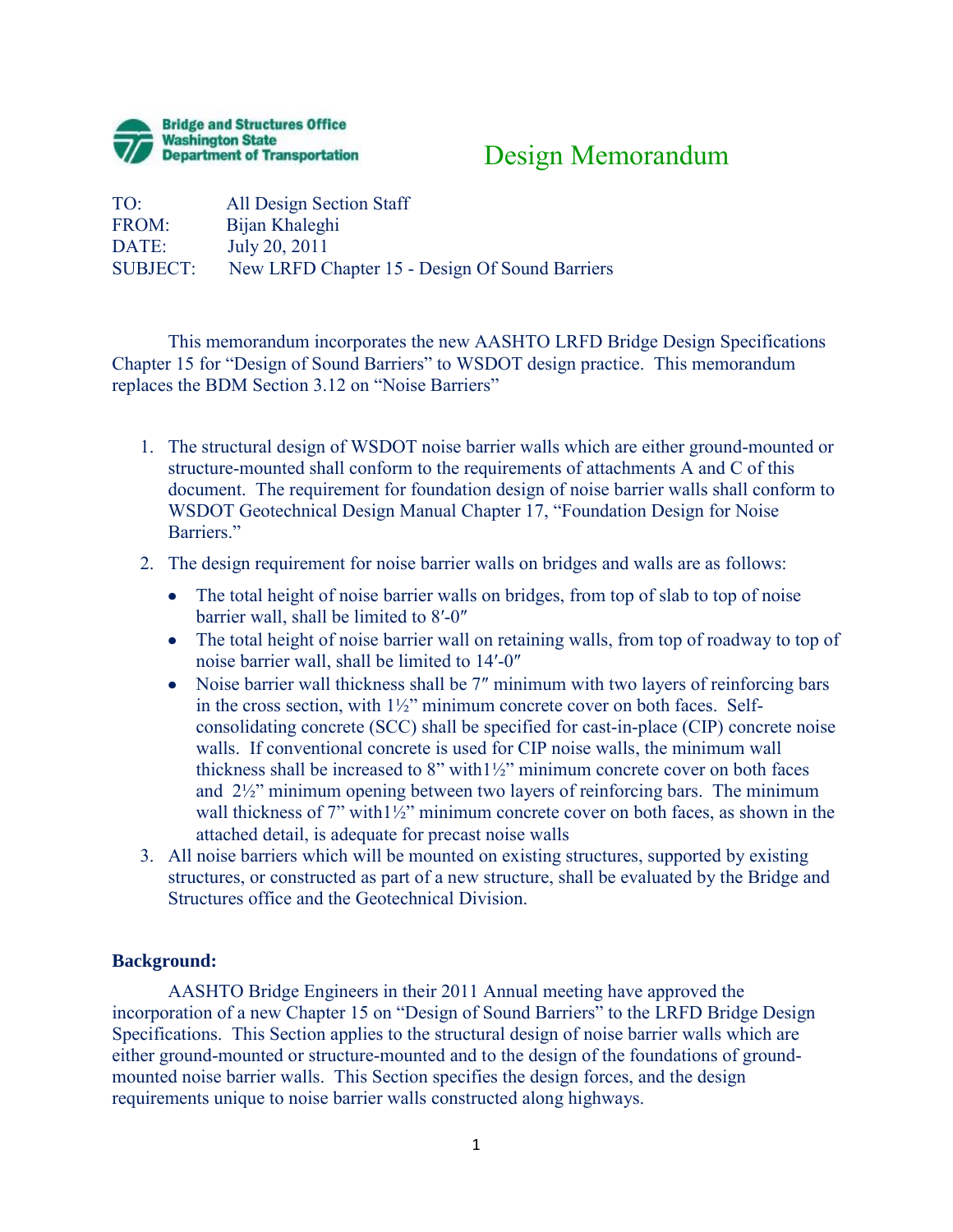Bridge and Structures Office
Washington State
Department of Transportation

# Design Memorandum

TO: All Design Section Staff
FROM: Bijan Khaleghi
DATE: July 20, 2011
SUBJECT: New LRFD Chapter 15 - Design Of Sound Barriers

This memorandum incorporates the new AASHTO LRFD Bridge Design Specifications Chapter 15 for "Design of Sound Barriers" to WSDOT design practice. This memorandum replaces the BDM Section 3.12 on "Noise Barriers"

1. The structural design of WSDOT noise barrier walls which are either ground-mounted or structure-mounted shall conform to the requirements of attachments A and C of this document. The requirement for foundation design of noise barrier walls shall conform to WSDOT Geotechnical Design Manual Chapter 17, "Foundation Design for Noise Barriers."
2. The design requirement for noise barrier walls on bridges and walls are as follows:
   - The total height of noise barrier walls on bridges, from top of slab to top of noise barrier wall, shall be limited to 8′-0″
   - The total height of noise barrier wall on retaining walls, from top of roadway to top of noise barrier wall, shall be limited to 14′-0″
   - Noise barrier wall thickness shall be 7″ minimum with two layers of reinforcing bars in the cross section, with 1½" minimum concrete cover on both faces. Self-consolidating concrete (SCC) shall be specified for cast-in-place (CIP) concrete noise walls. If conventional concrete is used for CIP noise walls, the minimum wall thickness shall be increased to 8" with1½" minimum concrete cover on both faces and 2½" minimum opening between two layers of reinforcing bars. The minimum wall thickness of 7" with1½" minimum concrete cover on both faces, as shown in the attached detail, is adequate for precast noise walls
3. All noise barriers which will be mounted on existing structures, supported by existing structures, or constructed as part of a new structure, shall be evaluated by the Bridge and Structures office and the Geotechnical Division.

**Background:**

AASHTO Bridge Engineers in their 2011 Annual meeting have approved the incorporation of a new Chapter 15 on "Design of Sound Barriers" to the LRFD Bridge Design Specifications. This Section applies to the structural design of noise barrier walls which are either ground-mounted or structure-mounted and to the design of the foundations of ground-mounted noise barrier walls. This Section specifies the design forces, and the design requirements unique to noise barrier walls constructed along highways.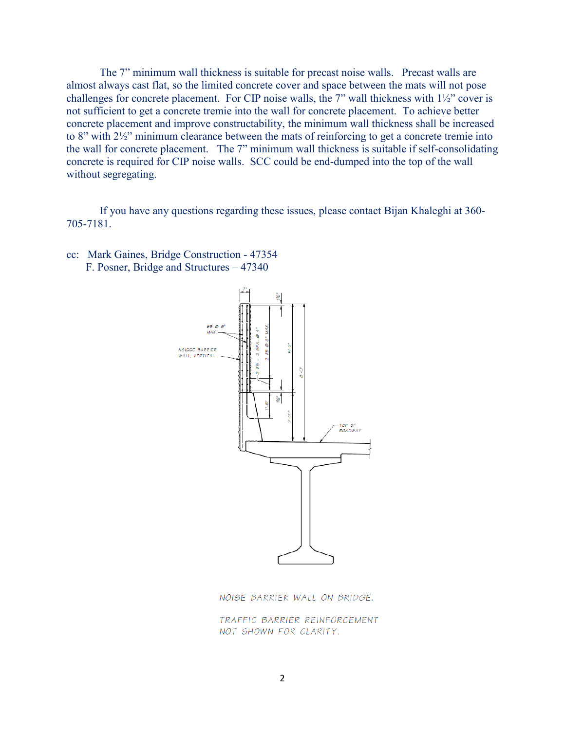The 7" minimum wall thickness is suitable for precast noise walls. Precast walls are almost always cast flat, so the limited concrete cover and space between the mats will not pose challenges for concrete placement. For CIP noise walls, the 7" wall thickness with 1½" cover is not sufficient to get a concrete tremie into the wall for concrete placement. To achieve better concrete placement and improve constructability, the minimum wall thickness shall be increased to 8" with 2½" minimum clearance between the mats of reinforcing to get a concrete tremie into the wall for concrete placement. The 7" minimum wall thickness is suitable if self-consolidating concrete is required for CIP noise walls. SCC could be end-dumped into the top of the wall without segregating.

If you have any questions regarding these issues, please contact Bijan Khaleghi at 360-705-7181.

cc: Mark Gaines, Bridge Construction - 47354
F. Posner, Bridge and Structures – 47340

7"
1½"
#5 @ 6" MAX.
NOISE BARRIER WALL, VERTICAL
2 #5 – 2 SPA. @ 4"
2 #5 @ 6" MAX.
6'-2"
8'-0"
1½"
1'-6"
2'-10"
TOP OF ROADWAY

NOISE BARRIER WALL ON BRIDGE.

TRAFFIC BARRIER REINFORCEMENT NOT SHOWN FOR CLARITY.